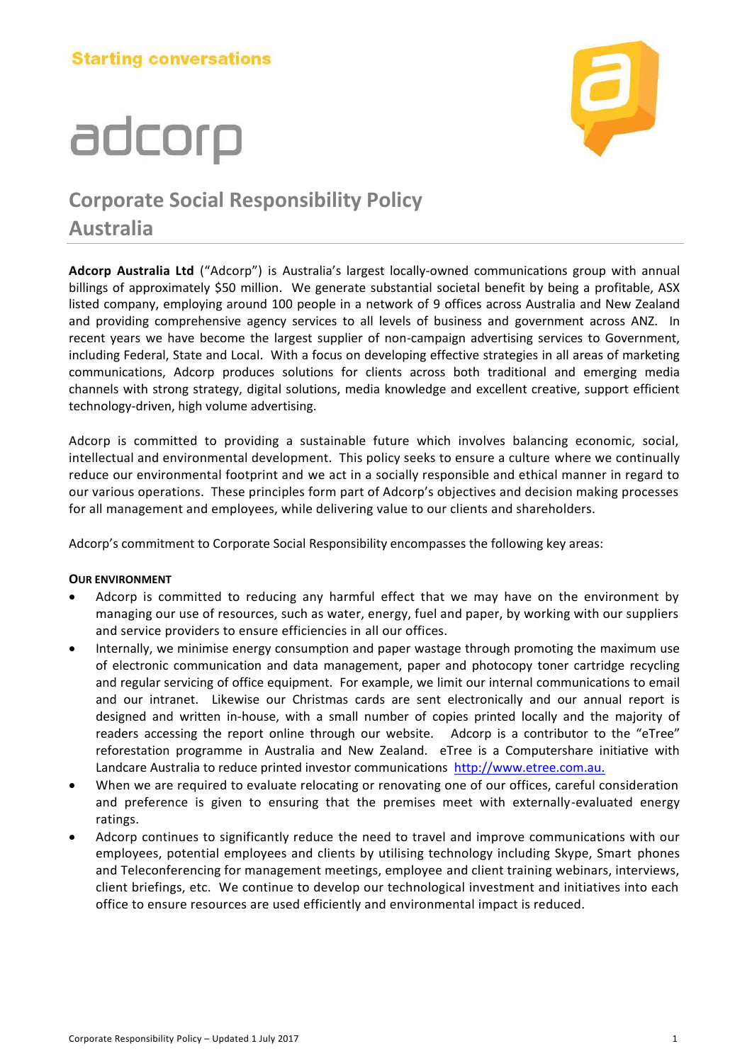Starting conversations

adcorp

# Corporate Social Responsibility Policy Australia

**Adcorp Australia Ltd** ("Adcorp") is Australia's largest locally-owned communications group with annual billings of approximately $50 million. We generate substantial societal benefit by being a profitable, ASX listed company, employing around 100 people in a network of 9 offices across Australia and New Zealand and providing comprehensive agency services to all levels of business and government across ANZ. In recent years we have become the largest supplier of non-campaign advertising services to Government, including Federal, State and Local. With a focus on developing effective strategies in all areas of marketing communications, Adcorp produces solutions for clients across both traditional and emerging media channels with strong strategy, digital solutions, media knowledge and excellent creative, support efficient technology-driven, high volume advertising.

Adcorp is committed to providing a sustainable future which involves balancing economic, social, intellectual and environmental development. This policy seeks to ensure a culture where we continually reduce our environmental footprint and we act in a socially responsible and ethical manner in regard to our various operations. These principles form part of Adcorp's objectives and decision making processes for all management and employees, while delivering value to our clients and shareholders.

Adcorp's commitment to Corporate Social Responsibility encompasses the following key areas:

### OUR ENVIRONMENT

- Adcorp is committed to reducing any harmful effect that we may have on the environment by managing our use of resources, such as water, energy, fuel and paper, by working with our suppliers and service providers to ensure efficiencies in all our offices.
- Internally, we minimise energy consumption and paper wastage through promoting the maximum use of electronic communication and data management, paper and photocopy toner cartridge recycling and regular servicing of office equipment. For example, we limit our internal communications to email and our intranet. Likewise our Christmas cards are sent electronically and our annual report is designed and written in-house, with a small number of copies printed locally and the majority of readers accessing the report online through our website. Adcorp is a contributor to the "eTree" reforestation programme in Australia and New Zealand. eTree is a Computershare initiative with Landcare Australia to reduce printed investor communications http://www.etree.com.au.
- When we are required to evaluate relocating or renovating one of our offices, careful consideration and preference is given to ensuring that the premises meet with externally-evaluated energy ratings.
- Adcorp continues to significantly reduce the need to travel and improve communications with our employees, potential employees and clients by utilising technology including Skype, Smart phones and Teleconferencing for management meetings, employee and client training webinars, interviews, client briefings, etc. We continue to develop our technological investment and initiatives into each office to ensure resources are used efficiently and environmental impact is reduced.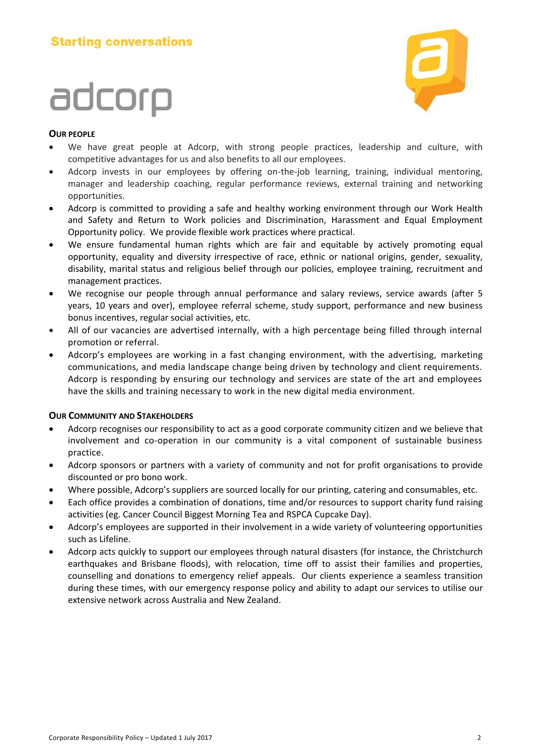## OUR PEOPLE

- We have great people at Adcorp, with strong people practices, leadership and culture, with competitive advantages for us and also benefits to all our employees.
- Adcorp invests in our employees by offering on-the-job learning, training, individual mentoring, manager and leadership coaching, regular performance reviews, external training and networking opportunities.
- Adcorp is committed to providing a safe and healthy working environment through our Work Health and Safety and Return to Work policies and Discrimination, Harassment and Equal Employment Opportunity policy. We provide flexible work practices where practical.
- We ensure fundamental human rights which are fair and equitable by actively promoting equal opportunity, equality and diversity irrespective of race, ethnic or national origins, gender, sexuality, disability, marital status and religious belief through our policies, employee training, recruitment and management practices.
- We recognise our people through annual performance and salary reviews, service awards (after 5 years, 10 years and over), employee referral scheme, study support, performance and new business bonus incentives, regular social activities, etc.
- All of our vacancies are advertised internally, with a high percentage being filled through internal promotion or referral.
- Adcorp's employees are working in a fast changing environment, with the advertising, marketing communications, and media landscape change being driven by technology and client requirements. Adcorp is responding by ensuring our technology and services are state of the art and employees have the skills and training necessary to work in the new digital media environment.

## OUR COMMUNITY AND STAKEHOLDERS

- Adcorp recognises our responsibility to act as a good corporate community citizen and we believe that involvement and co-operation in our community is a vital component of sustainable business practice.
- Adcorp sponsors or partners with a variety of community and not for profit organisations to provide discounted or pro bono work.
- Where possible, Adcorp's suppliers are sourced locally for our printing, catering and consumables, etc.
- Each office provides a combination of donations, time and/or resources to support charity fund raising activities (eg. Cancer Council Biggest Morning Tea and RSPCA Cupcake Day).
- Adcorp's employees are supported in their involvement in a wide variety of volunteering opportunities such as Lifeline.
- Adcorp acts quickly to support our employees through natural disasters (for instance, the Christchurch earthquakes and Brisbane floods), with relocation, time off to assist their families and properties, counselling and donations to emergency relief appeals. Our clients experience a seamless transition during these times, with our emergency response policy and ability to adapt our services to utilise our extensive network across Australia and New Zealand.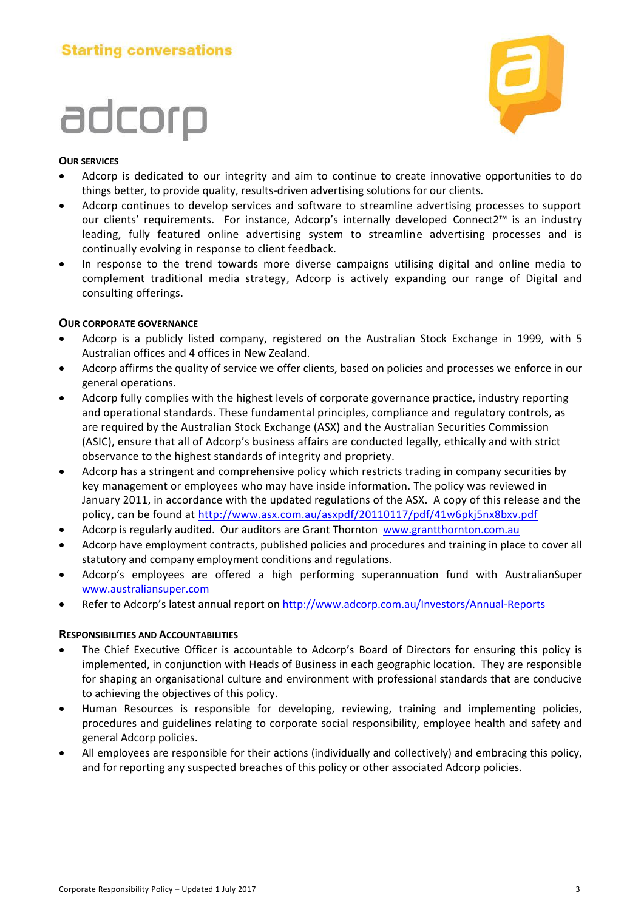Starting conversations

adcorp

## Our Services

- Adcorp is dedicated to our integrity and aim to continue to create innovative opportunities to do things better, to provide quality, results-driven advertising solutions for our clients.
- Adcorp continues to develop services and software to streamline advertising processes to support our clients' requirements. For instance, Adcorp's internally developed Connect2™ is an industry leading, fully featured online advertising system to streamline advertising processes and is continually evolving in response to client feedback.
- In response to the trend towards more diverse campaigns utilising digital and online media to complement traditional media strategy, Adcorp is actively expanding our range of Digital and consulting offerings.

## Our Corporate Governance

- Adcorp is a publicly listed company, registered on the Australian Stock Exchange in 1999, with 5 Australian offices and 4 offices in New Zealand.
- Adcorp affirms the quality of service we offer clients, based on policies and processes we enforce in our general operations.
- Adcorp fully complies with the highest levels of corporate governance practice, industry reporting and operational standards. These fundamental principles, compliance and regulatory controls, as are required by the Australian Stock Exchange (ASX) and the Australian Securities Commission (ASIC), ensure that all of Adcorp's business affairs are conducted legally, ethically and with strict observance to the highest standards of integrity and propriety.
- Adcorp has a stringent and comprehensive policy which restricts trading in company securities by key management or employees who may have inside information. The policy was reviewed in January 2011, in accordance with the updated regulations of the ASX. A copy of this release and the policy, can be found at http://www.asx.com.au/asxpdf/20110117/pdf/41w6pkj5nx8bxv.pdf
- Adcorp is regularly audited. Our auditors are Grant Thornton www.grantthornton.com.au
- Adcorp have employment contracts, published policies and procedures and training in place to cover all statutory and company employment conditions and regulations.
- Adcorp's employees are offered a high performing superannuation fund with AustralianSuper www.australiansuper.com
- Refer to Adcorp's latest annual report on http://www.adcorp.com.au/Investors/Annual-Reports

## Responsibilities and Accountabilities

- The Chief Executive Officer is accountable to Adcorp's Board of Directors for ensuring this policy is implemented, in conjunction with Heads of Business in each geographic location. They are responsible for shaping an organisational culture and environment with professional standards that are conducive to achieving the objectives of this policy.
- Human Resources is responsible for developing, reviewing, training and implementing policies, procedures and guidelines relating to corporate social responsibility, employee health and safety and general Adcorp policies.
- All employees are responsible for their actions (individually and collectively) and embracing this policy, and for reporting any suspected breaches of this policy or other associated Adcorp policies.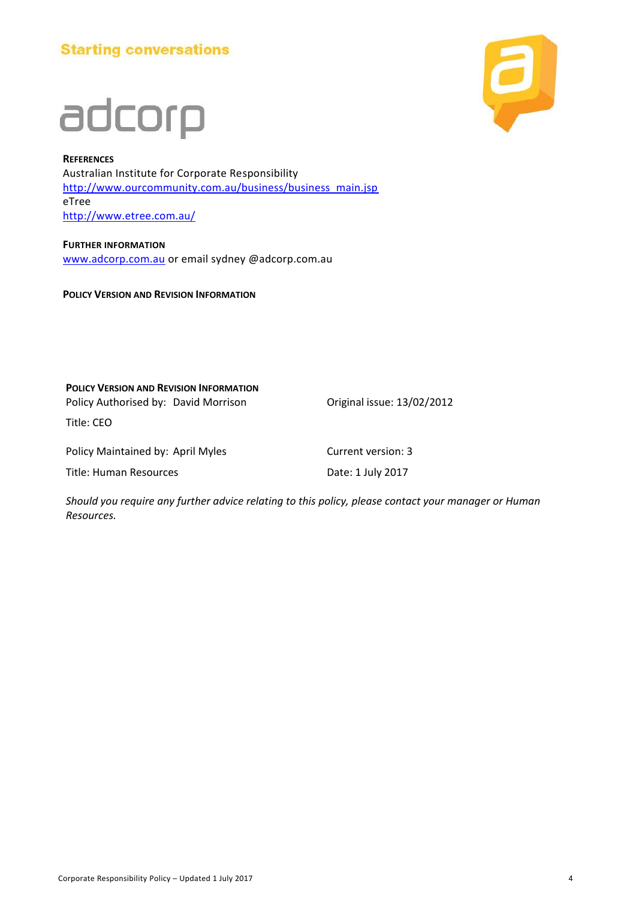**Starting conversations**

adcorp

**REFERENCES**

Australian Institute for Corporate Responsibility
http://www.ourcommunity.com.au/business/business_main.jsp
eTree
http://www.etree.com.au/

**FURTHER INFORMATION**

www.adcorp.com.au or email sydney @adcorp.com.au

**POLICY VERSION AND REVISION INFORMATION**

**POLICY VERSION AND REVISION INFORMATION**

| | |
|---|---|
| Policy Authorised by: David Morrison | Original issue: 13/02/2012 |
| Title: CEO | |
| Policy Maintained by: April Myles | Current version: 3 |
| Title: Human Resources | Date: 1 July 2017 |

*Should you require any further advice relating to this policy, please contact your manager or Human Resources.*